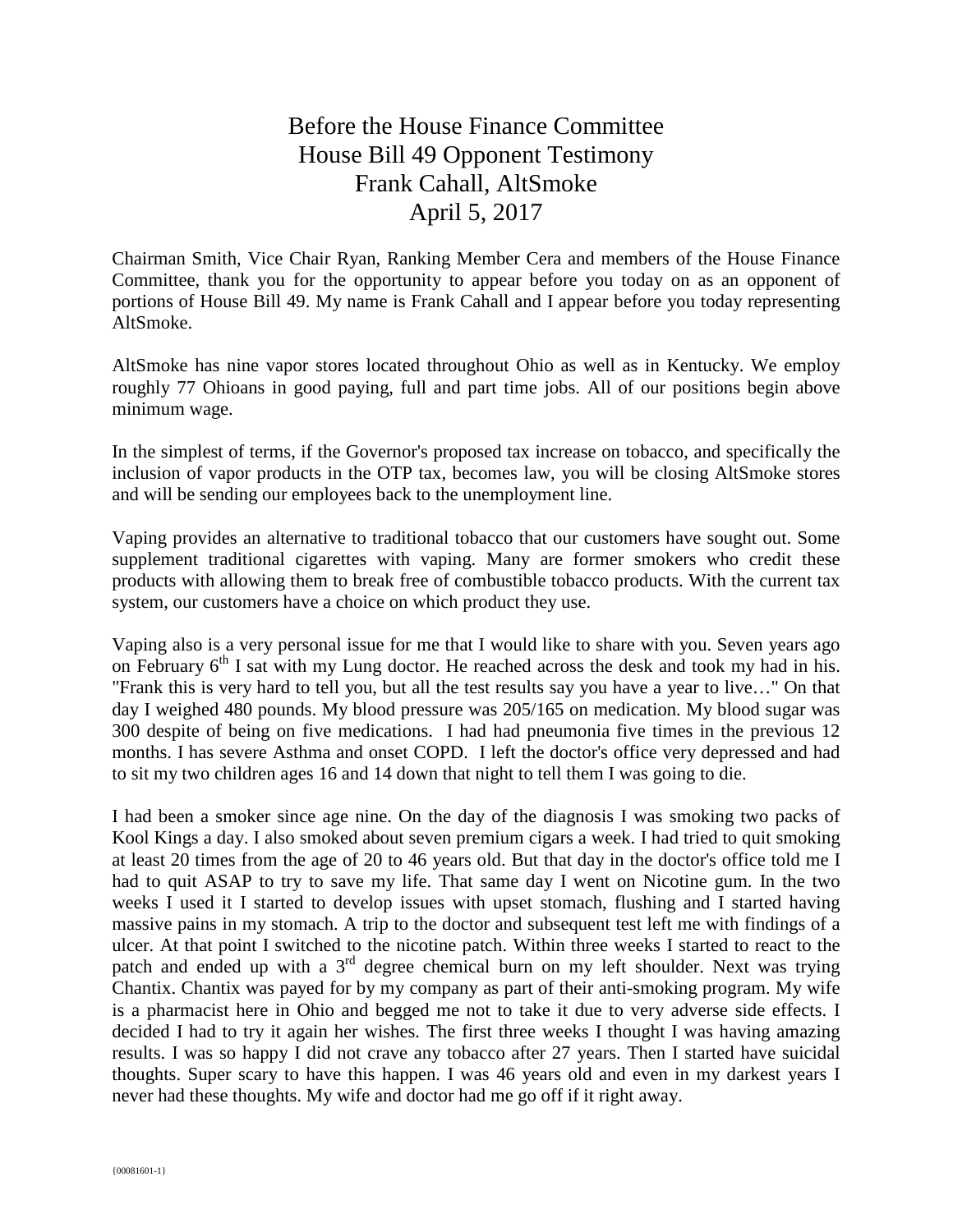# Before the House Finance Committee
# House Bill 49 Opponent Testimony
# Frank Cahall, AltSmoke
# April 5, 2017

Chairman Smith, Vice Chair Ryan, Ranking Member Cera and members of the House Finance Committee, thank you for the opportunity to appear before you today on as an opponent of portions of House Bill 49. My name is Frank Cahall and I appear before you today representing AltSmoke.

AltSmoke has nine vapor stores located throughout Ohio as well as in Kentucky. We employ roughly 77 Ohioans in good paying, full and part time jobs. All of our positions begin above minimum wage.

In the simplest of terms, if the Governor's proposed tax increase on tobacco, and specifically the inclusion of vapor products in the OTP tax, becomes law, you will be closing AltSmoke stores and will be sending our employees back to the unemployment line.

Vaping provides an alternative to traditional tobacco that our customers have sought out. Some supplement traditional cigarettes with vaping. Many are former smokers who credit these products with allowing them to break free of combustible tobacco products. With the current tax system, our customers have a choice on which product they use.

Vaping also is a very personal issue for me that I would like to share with you. Seven years ago on February 6th I sat with my Lung doctor. He reached across the desk and took my had in his. "Frank this is very hard to tell you, but all the test results say you have a year to live…" On that day I weighed 480 pounds. My blood pressure was 205/165 on medication. My blood sugar was 300 despite of being on five medications. I had had pneumonia five times in the previous 12 months. I has severe Asthma and onset COPD. I left the doctor's office very depressed and had to sit my two children ages 16 and 14 down that night to tell them I was going to die.

I had been a smoker since age nine. On the day of the diagnosis I was smoking two packs of Kool Kings a day. I also smoked about seven premium cigars a week. I had tried to quit smoking at least 20 times from the age of 20 to 46 years old. But that day in the doctor's office told me I had to quit ASAP to try to save my life. That same day I went on Nicotine gum. In the two weeks I used it I started to develop issues with upset stomach, flushing and I started having massive pains in my stomach. A trip to the doctor and subsequent test left me with findings of a ulcer. At that point I switched to the nicotine patch. Within three weeks I started to react to the patch and ended up with a 3rd degree chemical burn on my left shoulder. Next was trying Chantix. Chantix was payed for by my company as part of their anti-smoking program. My wife is a pharmacist here in Ohio and begged me not to take it due to very adverse side effects. I decided I had to try it again her wishes. The first three weeks I thought I was having amazing results. I was so happy I did not crave any tobacco after 27 years. Then I started have suicidal thoughts. Super scary to have this happen. I was 46 years old and even in my darkest years I never had these thoughts. My wife and doctor had me go off if it right away.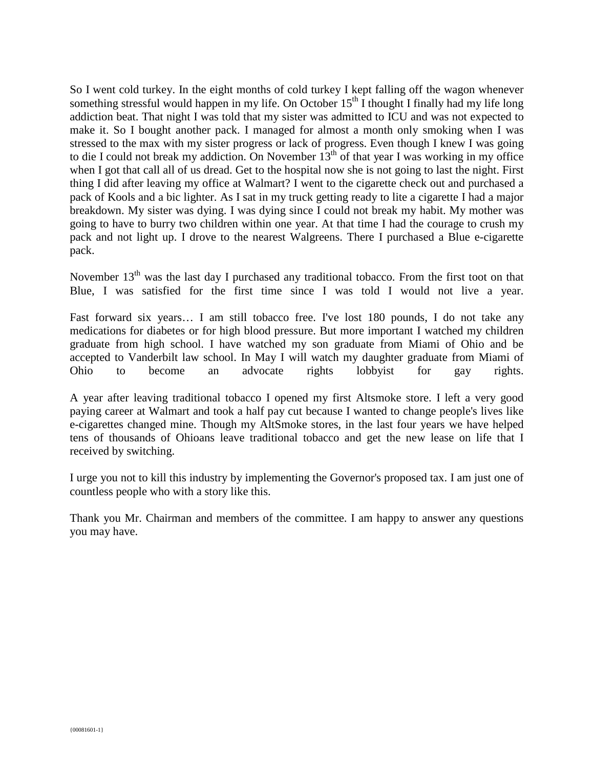So I went cold turkey. In the eight months of cold turkey I kept falling off the wagon whenever something stressful would happen in my life. On October 15th I thought I finally had my life long addiction beat. That night I was told that my sister was admitted to ICU and was not expected to make it. So I bought another pack. I managed for almost a month only smoking when I was stressed to the max with my sister progress or lack of progress. Even though I knew I was going to die I could not break my addiction. On November 13th of that year I was working in my office when I got that call all of us dread. Get to the hospital now she is not going to last the night. First thing I did after leaving my office at Walmart? I went to the cigarette check out and purchased a pack of Kools and a bic lighter. As I sat in my truck getting ready to lite a cigarette I had a major breakdown. My sister was dying. I was dying since I could not break my habit. My mother was going to have to burry two children within one year. At that time I had the courage to crush my pack and not light up. I drove to the nearest Walgreens. There I purchased a Blue e-cigarette pack.

November 13th was the last day I purchased any traditional tobacco. From the first toot on that Blue, I was satisfied for the first time since I was told I would not live a year.

Fast forward six years… I am still tobacco free. I've lost 180 pounds, I do not take any medications for diabetes or for high blood pressure. But more important I watched my children graduate from high school. I have watched my son graduate from Miami of Ohio and be accepted to Vanderbilt law school. In May I will watch my daughter graduate from Miami of Ohio to become an advocate rights lobbyist for gay rights.

A year after leaving traditional tobacco I opened my first Altsmoke store. I left a very good paying career at Walmart and took a half pay cut because I wanted to change people's lives like e-cigarettes changed mine. Though my AltSmoke stores, in the last four years we have helped tens of thousands of Ohioans leave traditional tobacco and get the new lease on life that I received by switching.

I urge you not to kill this industry by implementing the Governor's proposed tax. I am just one of countless people who with a story like this.

Thank you Mr. Chairman and members of the committee. I am happy to answer any questions you may have.

{00081601-1}